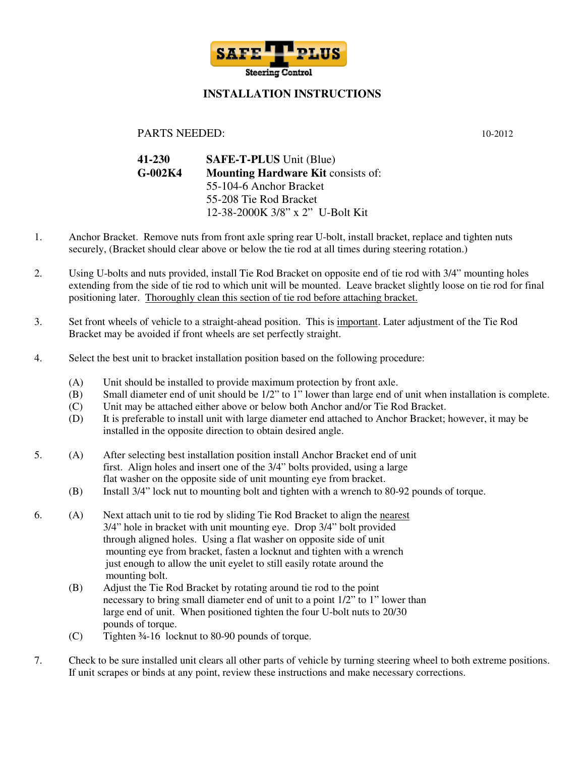SAFE-T-PLUS
Steering Control

# INSTALLATION INSTRUCTIONS

PARTS NEEDED: 10-2012

| | |
|---|---|
| **41-230** | **SAFE-T-PLUS** Unit (Blue) |
| **G-002K4** | **Mounting Hardware Kit** consists of: |
| | 55-104-6 Anchor Bracket |
| | 55-208 Tie Rod Bracket |
| | 12-38-2000K 3/8" x 2" U-Bolt Kit |

1. Anchor Bracket. Remove nuts from front axle spring rear U-bolt, install bracket, replace and tighten nuts securely, (Bracket should clear above or below the tie rod at all times during steering rotation.)

2. Using U-bolts and nuts provided, install Tie Rod Bracket on opposite end of tie rod with 3/4" mounting holes extending from the side of tie rod to which unit will be mounted. Leave bracket slightly loose on tie rod for final positioning later. Thoroughly clean this section of tie rod before attaching bracket.

3. Set front wheels of vehicle to a straight-ahead position. This is important. Later adjustment of the Tie Rod Bracket may be avoided if front wheels are set perfectly straight.

4. Select the best unit to bracket installation position based on the following procedure:

   (A) Unit should be installed to provide maximum protection by front axle.
   (B) Small diameter end of unit should be 1/2" to 1" lower than large end of unit when installation is complete.
   (C) Unit may be attached either above or below both Anchor and/or Tie Rod Bracket.
   (D) It is preferable to install unit with large diameter end attached to Anchor Bracket; however, it may be installed in the opposite direction to obtain desired angle.

5. (A) After selecting best installation position install Anchor Bracket end of unit first. Align holes and insert one of the 3/4" bolts provided, using a large flat washer on the opposite side of unit mounting eye from bracket.
   (B) Install 3/4" lock nut to mounting bolt and tighten with a wrench to 80-92 pounds of torque.

6. (A) Next attach unit to tie rod by sliding Tie Rod Bracket to align the nearest 3/4" hole in bracket with unit mounting eye. Drop 3/4" bolt provided through aligned holes. Using a flat washer on opposite side of unit mounting eye from bracket, fasten a locknut and tighten with a wrench just enough to allow the unit eyelet to still easily rotate around the mounting bolt.
   (B) Adjust the Tie Rod Bracket by rotating around tie rod to the point necessary to bring small diameter end of unit to a point 1/2" to 1" lower than large end of unit. When positioned tighten the four U-bolt nuts to 20/30 pounds of torque.
   (C) Tighten ¾-16 locknut to 80-90 pounds of torque.

7. Check to be sure installed unit clears all other parts of vehicle by turning steering wheel to both extreme positions. If unit scrapes or binds at any point, review these instructions and make necessary corrections.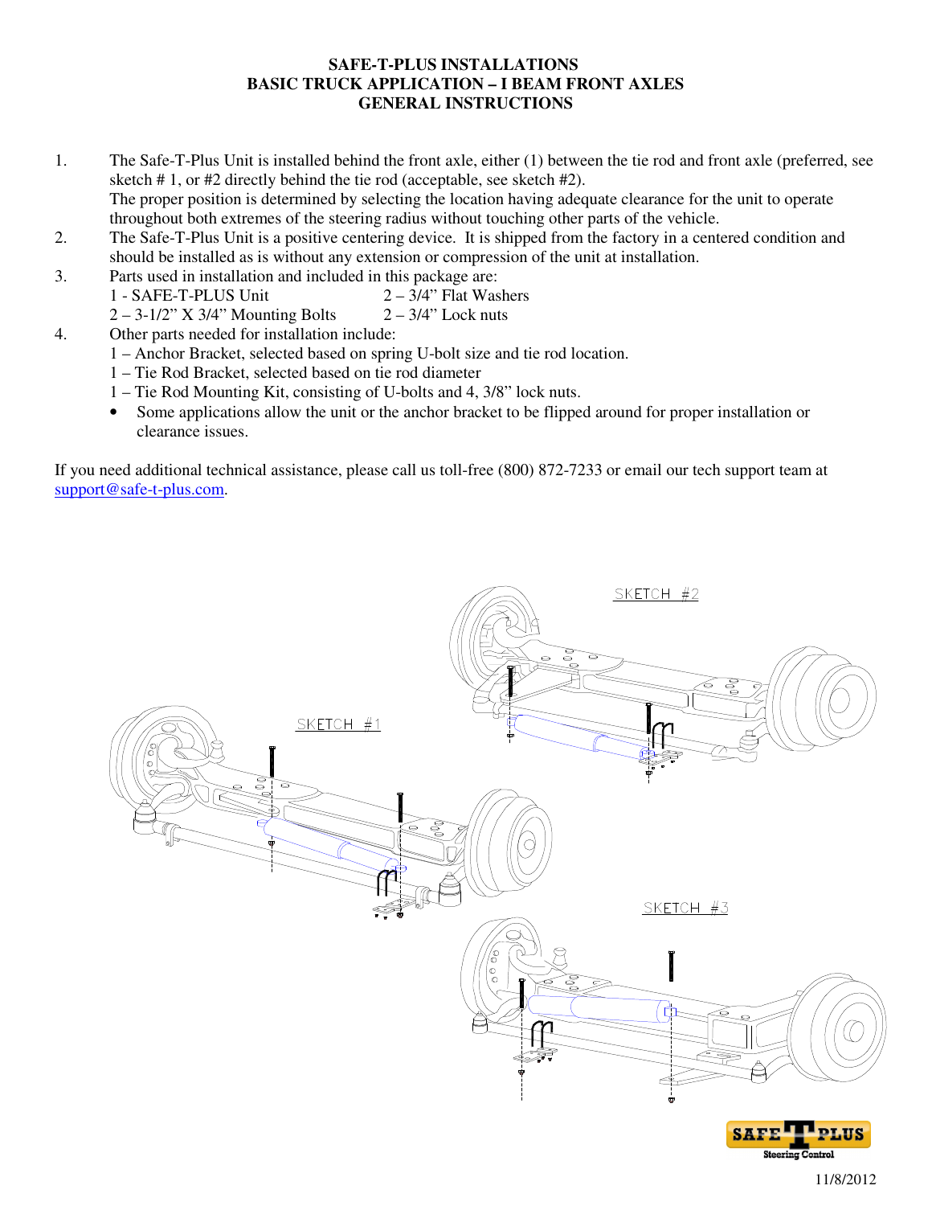# SAFE-T-PLUS INSTALLATIONS
## BASIC TRUCK APPLICATION – I BEAM FRONT AXLES
## GENERAL INSTRUCTIONS

1. The Safe-T-Plus Unit is installed behind the front axle, either (1) between the tie rod and front axle (preferred, see sketch # 1, or #2 directly behind the tie rod (acceptable, see sketch #2).
   The proper position is determined by selecting the location having adequate clearance for the unit to operate throughout both extremes of the steering radius without touching other parts of the vehicle.
2. The Safe-T-Plus Unit is a positive centering device. It is shipped from the factory in a centered condition and should be installed as is without any extension or compression of the unit at installation.
3. Parts used in installation and included in this package are:
   1 - SAFE-T-PLUS Unit
   2 – 3-1/2" X 3/4" Mounting Bolts
   2 – 3/4" Flat Washers
   2 – 3/4" Lock nuts
4. Other parts needed for installation include:
   1 – Anchor Bracket, selected based on spring U-bolt size and tie rod location.
   1 – Tie Rod Bracket, selected based on tie rod diameter
   1 – Tie Rod Mounting Kit, consisting of U-bolts and 4, 3/8" lock nuts.
   - Some applications allow the unit or the anchor bracket to be flipped around for proper installation or clearance issues.

If you need additional technical assistance, please call us toll-free (800) 872-7233 or email our tech support team at support@safe-t-plus.com.

SKETCH #2

SKETCH #1

SKETCH #3

SAFE T PLUS
Steering Control

11/8/2012